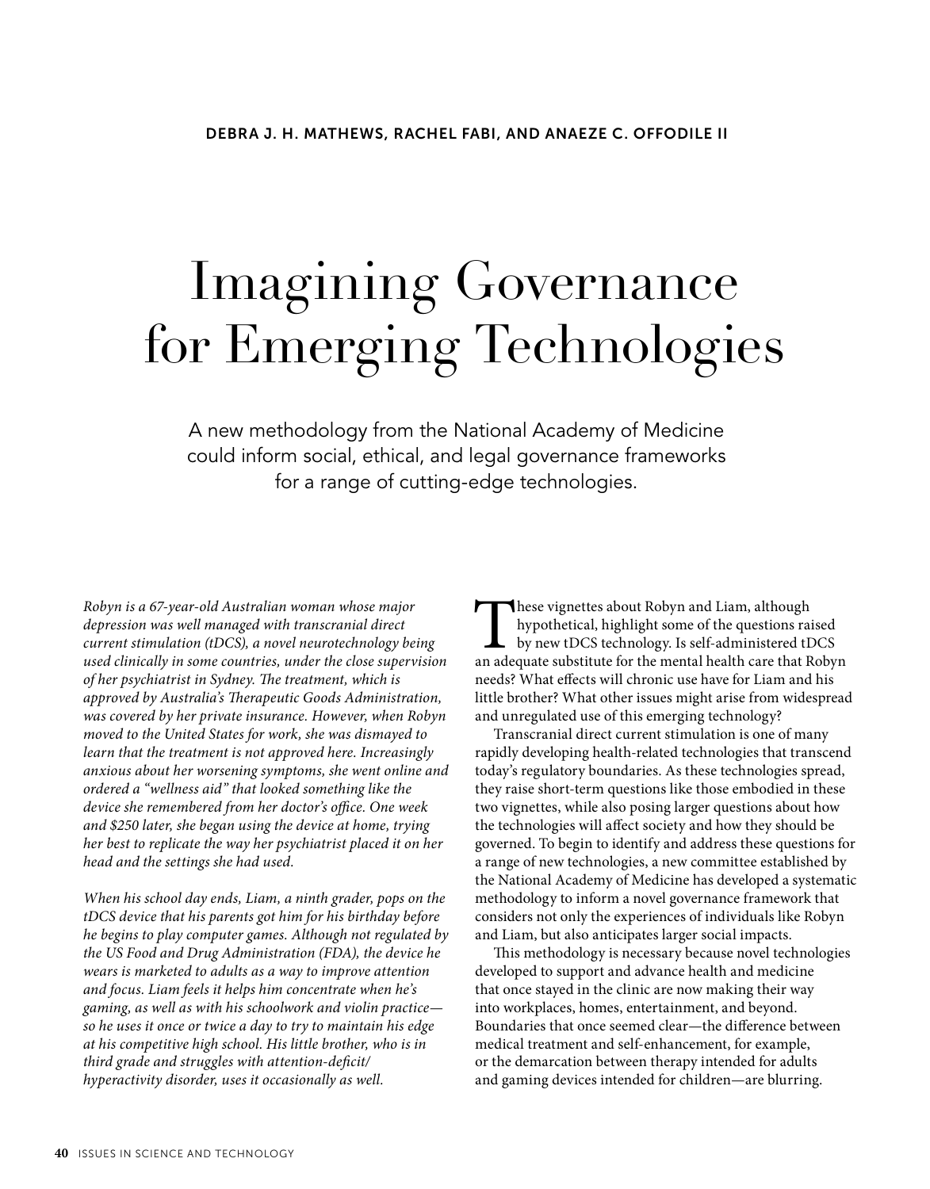DEBRA J. H. MATHEWS, RACHEL FABI, AND ANAEZE C. OFFODILE II

# Imagining Governance for Emerging Technologies

A new methodology from the National Academy of Medicine could inform social, ethical, and legal governance frameworks for a range of cutting-edge technologies.

*Robyn is a 67-year-old Australian woman whose major depression was well managed with transcranial direct current stimulation (tDCS), a novel neurotechnology being used clinically in some countries, under the close supervision of her psychiatrist in Sydney. The treatment, which is approved by Australia's Therapeutic Goods Administration, was covered by her private insurance. However, when Robyn moved to the United States for work, she was dismayed to learn that the treatment is not approved here. Increasingly anxious about her worsening symptoms, she went online and ordered a "wellness aid" that looked something like the device she remembered from her doctor's office. One week and $250 later, she began using the device at home, trying her best to replicate the way her psychiatrist placed it on her head and the settings she had used.*

*When his school day ends, Liam, a ninth grader, pops on the tDCS device that his parents got him for his birthday before he begins to play computer games. Although not regulated by the US Food and Drug Administration (FDA), the device he wears is marketed to adults as a way to improve attention and focus. Liam feels it helps him concentrate when he's gaming, as well as with his schoolwork and violin practice—so he uses it once or twice a day to try to maintain his edge at his competitive high school. His little brother, who is in third grade and struggles with attention-deficit/hyperactivity disorder, uses it occasionally as well.*

These vignettes about Robyn and Liam, although hypothetical, highlight some of the questions raised by new tDCS technology. Is self-administered tDCS an adequate substitute for the mental health care that Robyn needs? What effects will chronic use have for Liam and his little brother? What other issues might arise from widespread and unregulated use of this emerging technology?

Transcranial direct current stimulation is one of many rapidly developing health-related technologies that transcend today's regulatory boundaries. As these technologies spread, they raise short-term questions like those embodied in these two vignettes, while also posing larger questions about how the technologies will affect society and how they should be governed. To begin to identify and address these questions for a range of new technologies, a new committee established by the National Academy of Medicine has developed a systematic methodology to inform a novel governance framework that considers not only the experiences of individuals like Robyn and Liam, but also anticipates larger social impacts.

This methodology is necessary because novel technologies developed to support and advance health and medicine that once stayed in the clinic are now making their way into workplaces, homes, entertainment, and beyond. Boundaries that once seemed clear—the difference between medical treatment and self-enhancement, for example, or the demarcation between therapy intended for adults and gaming devices intended for children—are blurring.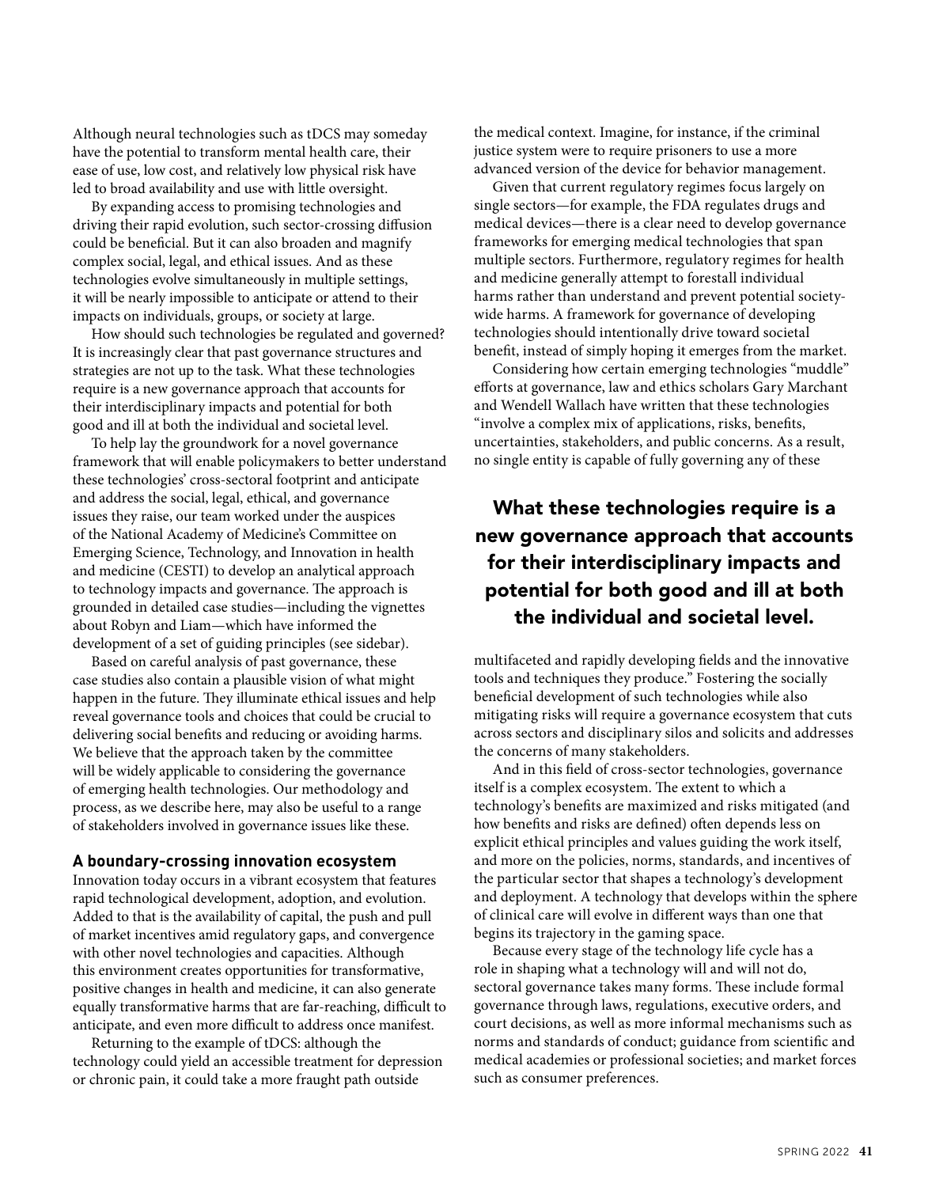Although neural technologies such as tDCS may someday have the potential to transform mental health care, their ease of use, low cost, and relatively low physical risk have led to broad availability and use with little oversight.

By expanding access to promising technologies and driving their rapid evolution, such sector-crossing diffusion could be beneficial. But it can also broaden and magnify complex social, legal, and ethical issues. And as these technologies evolve simultaneously in multiple settings, it will be nearly impossible to anticipate or attend to their impacts on individuals, groups, or society at large.

How should such technologies be regulated and governed? It is increasingly clear that past governance structures and strategies are not up to the task. What these technologies require is a new governance approach that accounts for their interdisciplinary impacts and potential for both good and ill at both the individual and societal level.

To help lay the groundwork for a novel governance framework that will enable policymakers to better understand these technologies' cross-sectoral footprint and anticipate and address the social, legal, ethical, and governance issues they raise, our team worked under the auspices of the National Academy of Medicine's Committee on Emerging Science, Technology, and Innovation in health and medicine (CESTI) to develop an analytical approach to technology impacts and governance. The approach is grounded in detailed case studies—including the vignettes about Robyn and Liam—which have informed the development of a set of guiding principles (see sidebar).

Based on careful analysis of past governance, these case studies also contain a plausible vision of what might happen in the future. They illuminate ethical issues and help reveal governance tools and choices that could be crucial to delivering social benefits and reducing or avoiding harms. We believe that the approach taken by the committee will be widely applicable to considering the governance of emerging health technologies. Our methodology and process, as we describe here, may also be useful to a range of stakeholders involved in governance issues like these.

## A boundary-crossing innovation ecosystem

Innovation today occurs in a vibrant ecosystem that features rapid technological development, adoption, and evolution. Added to that is the availability of capital, the push and pull of market incentives amid regulatory gaps, and convergence with other novel technologies and capacities. Although this environment creates opportunities for transformative, positive changes in health and medicine, it can also generate equally transformative harms that are far-reaching, difficult to anticipate, and even more difficult to address once manifest.

Returning to the example of tDCS: although the technology could yield an accessible treatment for depression or chronic pain, it could take a more fraught path outside the medical context. Imagine, for instance, if the criminal justice system were to require prisoners to use a more advanced version of the device for behavior management.

Given that current regulatory regimes focus largely on single sectors—for example, the FDA regulates drugs and medical devices—there is a clear need to develop governance frameworks for emerging medical technologies that span multiple sectors. Furthermore, regulatory regimes for health and medicine generally attempt to forestall individual harms rather than understand and prevent potential society-wide harms. A framework for governance of developing technologies should intentionally drive toward societal benefit, instead of simply hoping it emerges from the market.

Considering how certain emerging technologies "muddle" efforts at governance, law and ethics scholars Gary Marchant and Wendell Wallach have written that these technologies "involve a complex mix of applications, risks, benefits, uncertainties, stakeholders, and public concerns. As a result, no single entity is capable of fully governing any of these multifaceted and rapidly developing fields and the innovative tools and techniques they produce." Fostering the socially beneficial development of such technologies while also mitigating risks will require a governance ecosystem that cuts across sectors and disciplinary silos and solicits and addresses the concerns of many stakeholders.

**What these technologies require is a new governance approach that accounts for their interdisciplinary impacts and potential for both good and ill at both the individual and societal level.**

And in this field of cross-sector technologies, governance itself is a complex ecosystem. The extent to which a technology's benefits are maximized and risks mitigated (and how benefits and risks are defined) often depends less on explicit ethical principles and values guiding the work itself, and more on the policies, norms, standards, and incentives of the particular sector that shapes a technology's development and deployment. A technology that develops within the sphere of clinical care will evolve in different ways than one that begins its trajectory in the gaming space.

Because every stage of the technology life cycle has a role in shaping what a technology will and will not do, sectoral governance takes many forms. These include formal governance through laws, regulations, executive orders, and court decisions, as well as more informal mechanisms such as norms and standards of conduct; guidance from scientific and medical academies or professional societies; and market forces such as consumer preferences.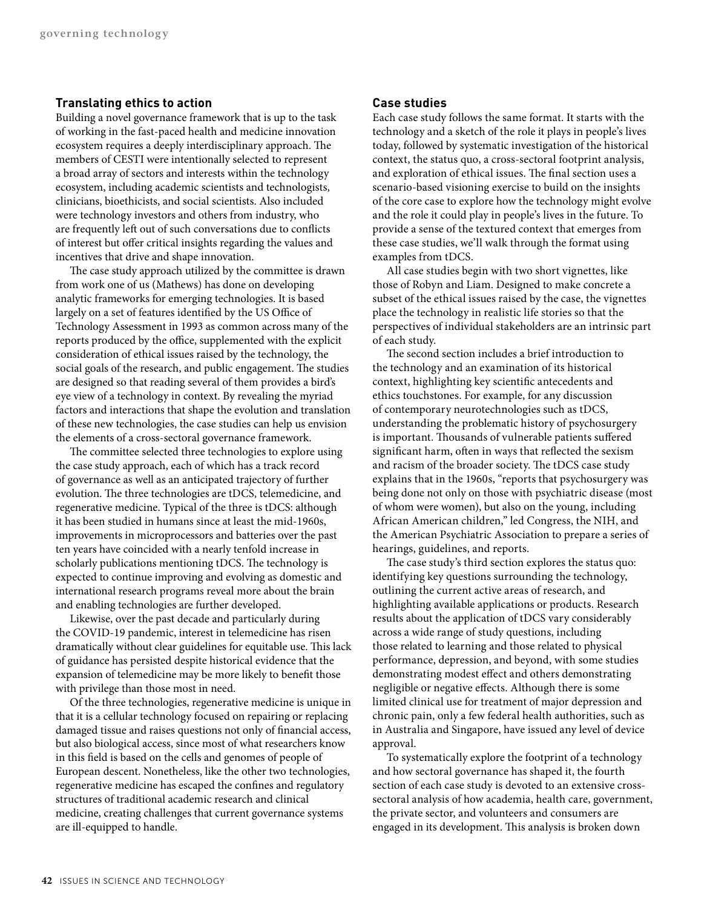## Translating ethics to action

Building a novel governance framework that is up to the task of working in the fast-paced health and medicine innovation ecosystem requires a deeply interdisciplinary approach. The members of CESTI were intentionally selected to represent a broad array of sectors and interests within the technology ecosystem, including academic scientists and technologists, clinicians, bioethicists, and social scientists. Also included were technology investors and others from industry, who are frequently left out of such conversations due to conflicts of interest but offer critical insights regarding the values and incentives that drive and shape innovation.

The case study approach utilized by the committee is drawn from work one of us (Mathews) has done on developing analytic frameworks for emerging technologies. It is based largely on a set of features identified by the US Office of Technology Assessment in 1993 as common across many of the reports produced by the office, supplemented with the explicit consideration of ethical issues raised by the technology, the social goals of the research, and public engagement. The studies are designed so that reading several of them provides a bird's eye view of a technology in context. By revealing the myriad factors and interactions that shape the evolution and translation of these new technologies, the case studies can help us envision the elements of a cross-sectoral governance framework.

The committee selected three technologies to explore using the case study approach, each of which has a track record of governance as well as an anticipated trajectory of further evolution. The three technologies are tDCS, telemedicine, and regenerative medicine. Typical of the three is tDCS: although it has been studied in humans since at least the mid-1960s, improvements in microprocessors and batteries over the past ten years have coincided with a nearly tenfold increase in scholarly publications mentioning tDCS. The technology is expected to continue improving and evolving as domestic and international research programs reveal more about the brain and enabling technologies are further developed.

Likewise, over the past decade and particularly during the COVID-19 pandemic, interest in telemedicine has risen dramatically without clear guidelines for equitable use. This lack of guidance has persisted despite historical evidence that the expansion of telemedicine may be more likely to benefit those with privilege than those most in need.

Of the three technologies, regenerative medicine is unique in that it is a cellular technology focused on repairing or replacing damaged tissue and raises questions not only of financial access, but also biological access, since most of what researchers know in this field is based on the cells and genomes of people of European descent. Nonetheless, like the other two technologies, regenerative medicine has escaped the confines and regulatory structures of traditional academic research and clinical medicine, creating challenges that current governance systems are ill-equipped to handle.

## Case studies

Each case study follows the same format. It starts with the technology and a sketch of the role it plays in people's lives today, followed by systematic investigation of the historical context, the status quo, a cross-sectoral footprint analysis, and exploration of ethical issues. The final section uses a scenario-based visioning exercise to build on the insights of the core case to explore how the technology might evolve and the role it could play in people's lives in the future. To provide a sense of the textured context that emerges from these case studies, we'll walk through the format using examples from tDCS.

All case studies begin with two short vignettes, like those of Robyn and Liam. Designed to make concrete a subset of the ethical issues raised by the case, the vignettes place the technology in realistic life stories so that the perspectives of individual stakeholders are an intrinsic part of each study.

The second section includes a brief introduction to the technology and an examination of its historical context, highlighting key scientific antecedents and ethics touchstones. For example, for any discussion of contemporary neurotechnologies such as tDCS, understanding the problematic history of psychosurgery is important. Thousands of vulnerable patients suffered significant harm, often in ways that reflected the sexism and racism of the broader society. The tDCS case study explains that in the 1960s, "reports that psychosurgery was being done not only on those with psychiatric disease (most of whom were women), but also on the young, including African American children," led Congress, the NIH, and the American Psychiatric Association to prepare a series of hearings, guidelines, and reports.

The case study's third section explores the status quo: identifying key questions surrounding the technology, outlining the current active areas of research, and highlighting available applications or products. Research results about the application of tDCS vary considerably across a wide range of study questions, including those related to learning and those related to physical performance, depression, and beyond, with some studies demonstrating modest effect and others demonstrating negligible or negative effects. Although there is some limited clinical use for treatment of major depression and chronic pain, only a few federal health authorities, such as in Australia and Singapore, have issued any level of device approval.

To systematically explore the footprint of a technology and how sectoral governance has shaped it, the fourth section of each case study is devoted to an extensive cross-sectoral analysis of how academia, health care, government, the private sector, and volunteers and consumers are engaged in its development. This analysis is broken down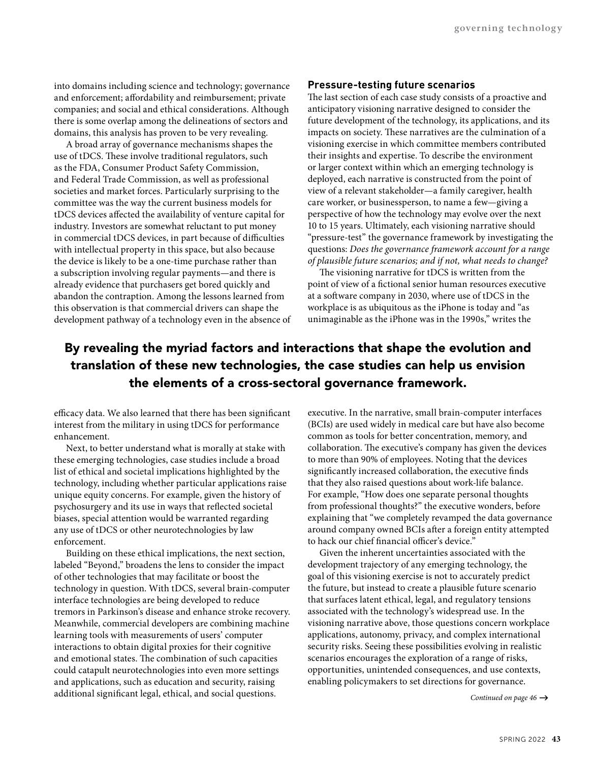into domains including science and technology; governance and enforcement; affordability and reimbursement; private companies; and social and ethical considerations. Although there is some overlap among the delineations of sectors and domains, this analysis has proven to be very revealing.

A broad array of governance mechanisms shapes the use of tDCS. These involve traditional regulators, such as the FDA, Consumer Product Safety Commission, and Federal Trade Commission, as well as professional societies and market forces. Particularly surprising to the committee was the way the current business models for tDCS devices affected the availability of venture capital for industry. Investors are somewhat reluctant to put money in commercial tDCS devices, in part because of difficulties with intellectual property in this space, but also because the device is likely to be a one-time purchase rather than a subscription involving regular payments—and there is already evidence that purchasers get bored quickly and abandon the contraption. Among the lessons learned from this observation is that commercial drivers can shape the development pathway of a technology even in the absence of efficacy data. We also learned that there has been significant interest from the military in using tDCS for performance enhancement.

Next, to better understand what is morally at stake with these emerging technologies, case studies include a broad list of ethical and societal implications highlighted by the technology, including whether particular applications raise unique equity concerns. For example, given the history of psychosurgery and its use in ways that reflected societal biases, special attention would be warranted regarding any use of tDCS or other neurotechnologies by law enforcement.

Building on these ethical implications, the next section, labeled "Beyond," broadens the lens to consider the impact of other technologies that may facilitate or boost the technology in question. With tDCS, several brain-computer interface technologies are being developed to reduce tremors in Parkinson's disease and enhance stroke recovery. Meanwhile, commercial developers are combining machine learning tools with measurements of users' computer interactions to obtain digital proxies for their cognitive and emotional states. The combination of such capacities could catapult neurotechnologies into even more settings and applications, such as education and security, raising additional significant legal, ethical, and social questions.

**By revealing the myriad factors and interactions that shape the evolution and translation of these new technologies, the case studies can help us envision the elements of a cross-sectoral governance framework.**

## Pressure-testing future scenarios

The last section of each case study consists of a proactive and anticipatory visioning narrative designed to consider the future development of the technology, its applications, and its impacts on society. These narratives are the culmination of a visioning exercise in which committee members contributed their insights and expertise. To describe the environment or larger context within which an emerging technology is deployed, each narrative is constructed from the point of view of a relevant stakeholder—a family caregiver, health care worker, or businessperson, to name a few—giving a perspective of how the technology may evolve over the next 10 to 15 years. Ultimately, each visioning narrative should "pressure-test" the governance framework by investigating the questions: *Does the governance framework account for a range of plausible future scenarios; and if not, what needs to change?*

The visioning narrative for tDCS is written from the point of view of a fictional senior human resources executive at a software company in 2030, where use of tDCS in the workplace is as ubiquitous as the iPhone is today and "as unimaginable as the iPhone was in the 1990s," writes the executive. In the narrative, small brain-computer interfaces (BCIs) are used widely in medical care but have also become common as tools for better concentration, memory, and collaboration. The executive's company has given the devices to more than 90% of employees. Noting that the devices significantly increased collaboration, the executive finds that they also raised questions about work-life balance. For example, "How does one separate personal thoughts from professional thoughts?" the executive wonders, before explaining that "we completely revamped the data governance around company owned BCIs after a foreign entity attempted to hack our chief financial officer's device."

Given the inherent uncertainties associated with the development trajectory of any emerging technology, the goal of this visioning exercise is not to accurately predict the future, but instead to create a plausible future scenario that surfaces latent ethical, legal, and regulatory tensions associated with the technology's widespread use. In the visioning narrative above, those questions concern workplace applications, autonomy, privacy, and complex international security risks. Seeing these possibilities evolving in realistic scenarios encourages the exploration of a range of risks, opportunities, unintended consequences, and use contexts, enabling policymakers to set directions for governance.

*Continued on page 46* →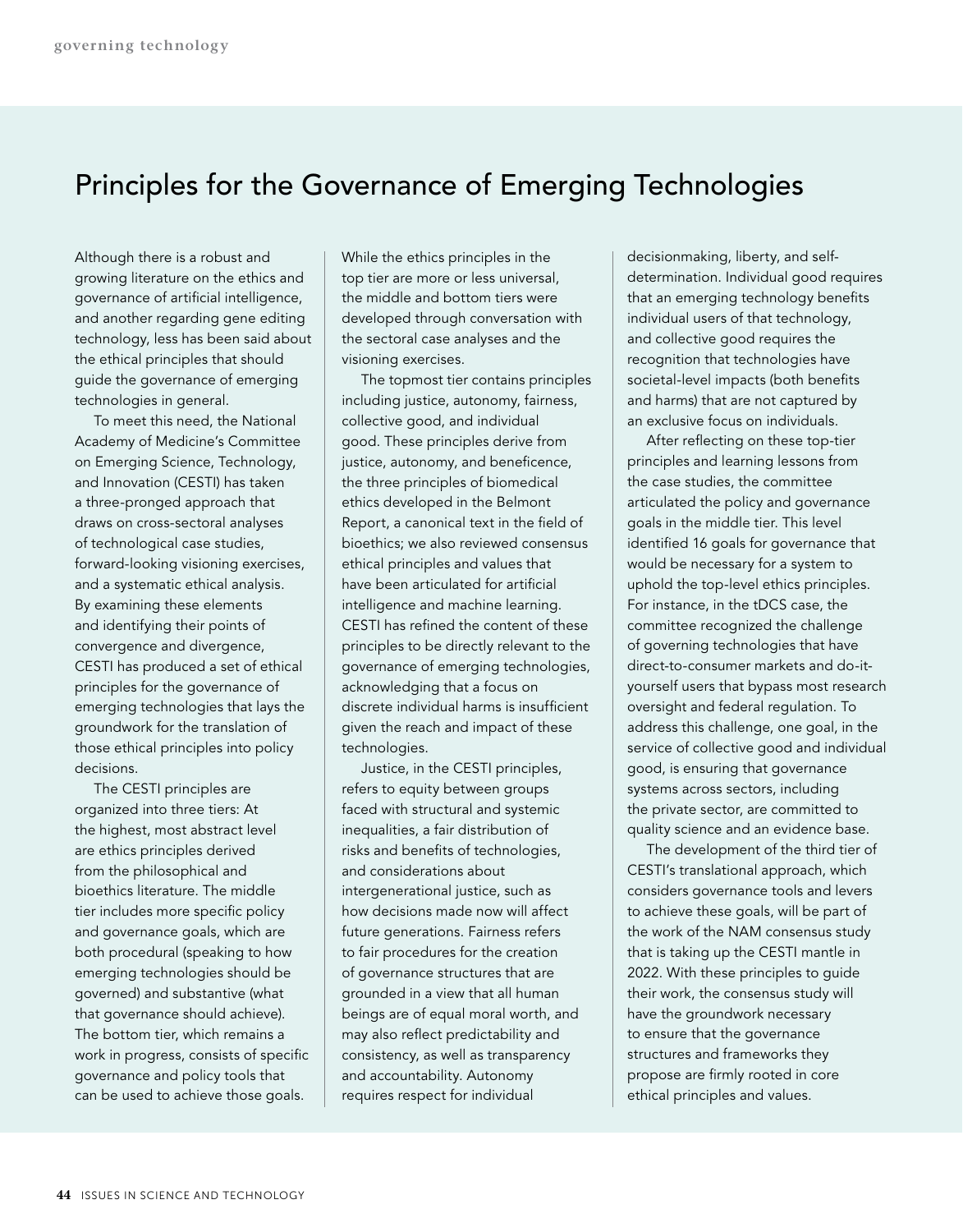# Principles for the Governance of Emerging Technologies

Although there is a robust and growing literature on the ethics and governance of artificial intelligence, and another regarding gene editing technology, less has been said about the ethical principles that should guide the governance of emerging technologies in general.

To meet this need, the National Academy of Medicine's Committee on Emerging Science, Technology, and Innovation (CESTI) has taken a three-pronged approach that draws on cross-sectoral analyses of technological case studies, forward-looking visioning exercises, and a systematic ethical analysis. By examining these elements and identifying their points of convergence and divergence, CESTI has produced a set of ethical principles for the governance of emerging technologies that lays the groundwork for the translation of those ethical principles into policy decisions.

The CESTI principles are organized into three tiers: At the highest, most abstract level are ethics principles derived from the philosophical and bioethics literature. The middle tier includes more specific policy and governance goals, which are both procedural (speaking to how emerging technologies should be governed) and substantive (what that governance should achieve). The bottom tier, which remains a work in progress, consists of specific governance and policy tools that can be used to achieve those goals. While the ethics principles in the top tier are more or less universal, the middle and bottom tiers were developed through conversation with the sectoral case analyses and the visioning exercises.

The topmost tier contains principles including justice, autonomy, fairness, collective good, and individual good. These principles derive from justice, autonomy, and beneficence, the three principles of biomedical ethics developed in the Belmont Report, a canonical text in the field of bioethics; we also reviewed consensus ethical principles and values that have been articulated for artificial intelligence and machine learning. CESTI has refined the content of these principles to be directly relevant to the governance of emerging technologies, acknowledging that a focus on discrete individual harms is insufficient given the reach and impact of these technologies.

Justice, in the CESTI principles, refers to equity between groups faced with structural and systemic inequalities, a fair distribution of risks and benefits of technologies, and considerations about intergenerational justice, such as how decisions made now will affect future generations. Fairness refers to fair procedures for the creation of governance structures that are grounded in a view that all human beings are of equal moral worth, and may also reflect predictability and consistency, as well as transparency and accountability. Autonomy requires respect for individual decisionmaking, liberty, and self-determination. Individual good requires that an emerging technology benefits individual users of that technology, and collective good requires the recognition that technologies have societal-level impacts (both benefits and harms) that are not captured by an exclusive focus on individuals.

After reflecting on these top-tier principles and learning lessons from the case studies, the committee articulated the policy and governance goals in the middle tier. This level identified 16 goals for governance that would be necessary for a system to uphold the top-level ethics principles. For instance, in the tDCS case, the committee recognized the challenge of governing technologies that have direct-to-consumer markets and do-it-yourself users that bypass most research oversight and federal regulation. To address this challenge, one goal, in the service of collective good and individual good, is ensuring that governance systems across sectors, including the private sector, are committed to quality science and an evidence base.

The development of the third tier of CESTI's translational approach, which considers governance tools and levers to achieve these goals, will be part of the work of the NAM consensus study that is taking up the CESTI mantle in 2022. With these principles to guide their work, the consensus study will have the groundwork necessary to ensure that the governance structures and frameworks they propose are firmly rooted in core ethical principles and values.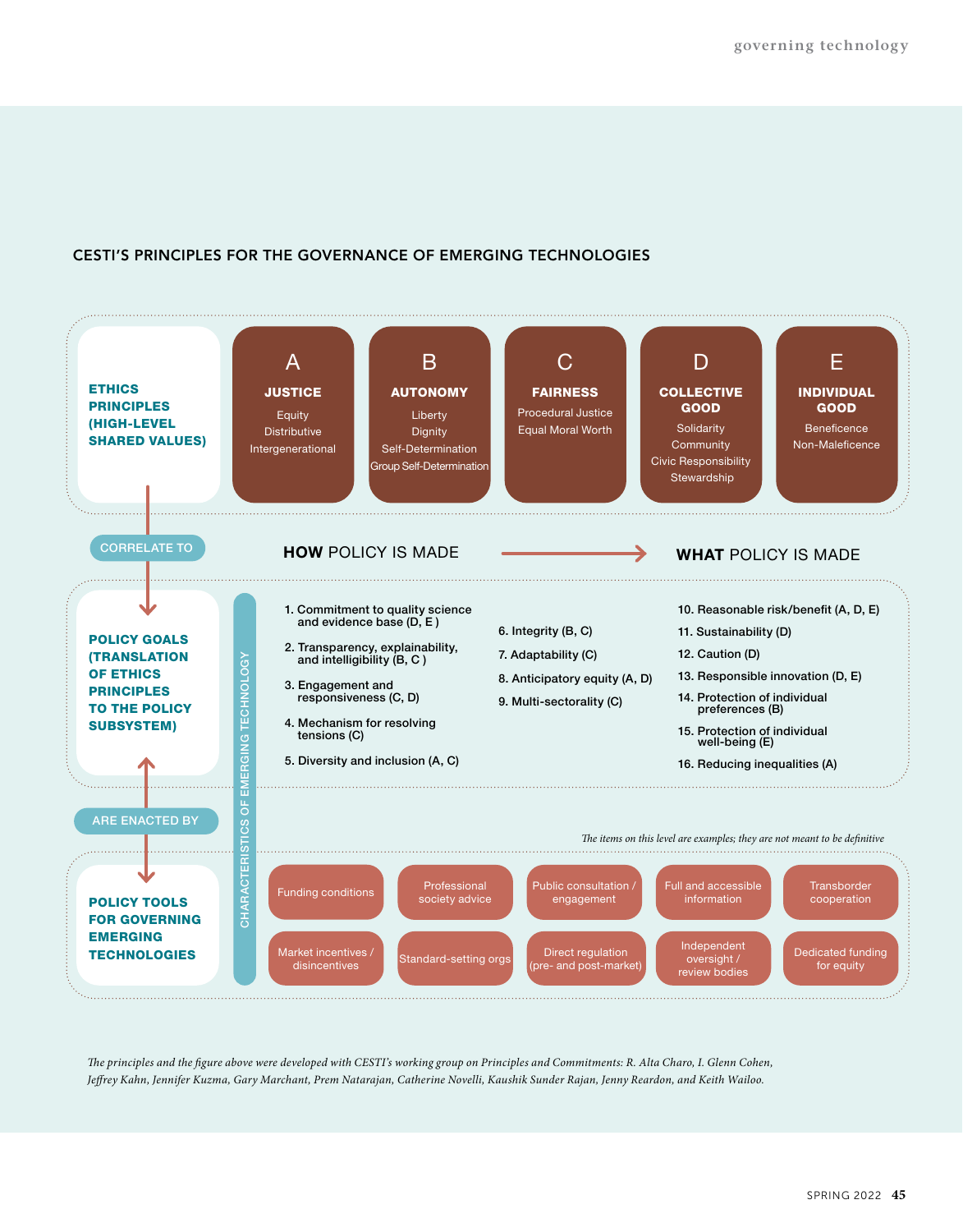## CESTI'S PRINCIPLES FOR THE GOVERNANCE OF EMERGING TECHNOLOGIES

### ETHICS PRINCIPLES (HIGH-LEVEL SHARED VALUES)

| A | B | C | D | E |
|---|---|---|---|---|
| **JUSTICE** | **AUTONOMY** | **FAIRNESS** | **COLLECTIVE GOOD** | **INDIVIDUAL GOOD** |
| Equity<br>Distributive<br>Intergenerational | Liberty<br>Dignity<br>Self-Determination<br>Group Self-Determination | Procedural Justice<br>Equal Moral Worth | Solidarity<br>Community<br>Civic Responsibility<br>Stewardship | Beneficence<br>Non-Maleficence |

CORRELATE TO

### POLICY GOALS (TRANSLATION OF ETHICS PRINCIPLES TO THE POLICY SUBSYSTEM)

CHARACTERISTICS OF EMERGING TECHNOLOGY

**HOW** POLICY IS MADE → **WHAT** POLICY IS MADE

1. Commitment to quality science and evidence base (D, E )
2. Transparency, explainability, and intelligibility (B, C )
3. Engagement and responsiveness (C, D)
4. Mechanism for resolving tensions (C)
5. Diversity and inclusion (A, C)
6. Integrity (B, C)
7. Adaptability (C)
8. Anticipatory equity (A, D)
9. Multi-sectorality (C)
10. Reasonable risk/benefit (A, D, E)
11. Sustainability (D)
12. Caution (D)
13. Responsible innovation (D, E)
14. Protection of individual preferences (B)
15. Protection of individual well-being (E)
16. Reducing inequalities (A)

ARE ENACTED BY

### POLICY TOOLS FOR GOVERNING EMERGING TECHNOLOGIES

*The items on this level are examples; they are not meant to be definitive*

- Funding conditions
- Professional society advice
- Public consultation / engagement
- Full and accessible information
- Transborder cooperation
- Market incentives / disincentives
- Standard-setting orgs
- Direct regulation (pre- and post-market)
- Independent oversight / review bodies
- Dedicated funding for equity

*The principles and the figure above were developed with CESTI's working group on Principles and Commitments: R. Alta Charo, I. Glenn Cohen, Jeffrey Kahn, Jennifer Kuzma, Gary Marchant, Prem Natarajan, Catherine Novelli, Kaushik Sunder Rajan, Jenny Reardon, and Keith Wailoo.*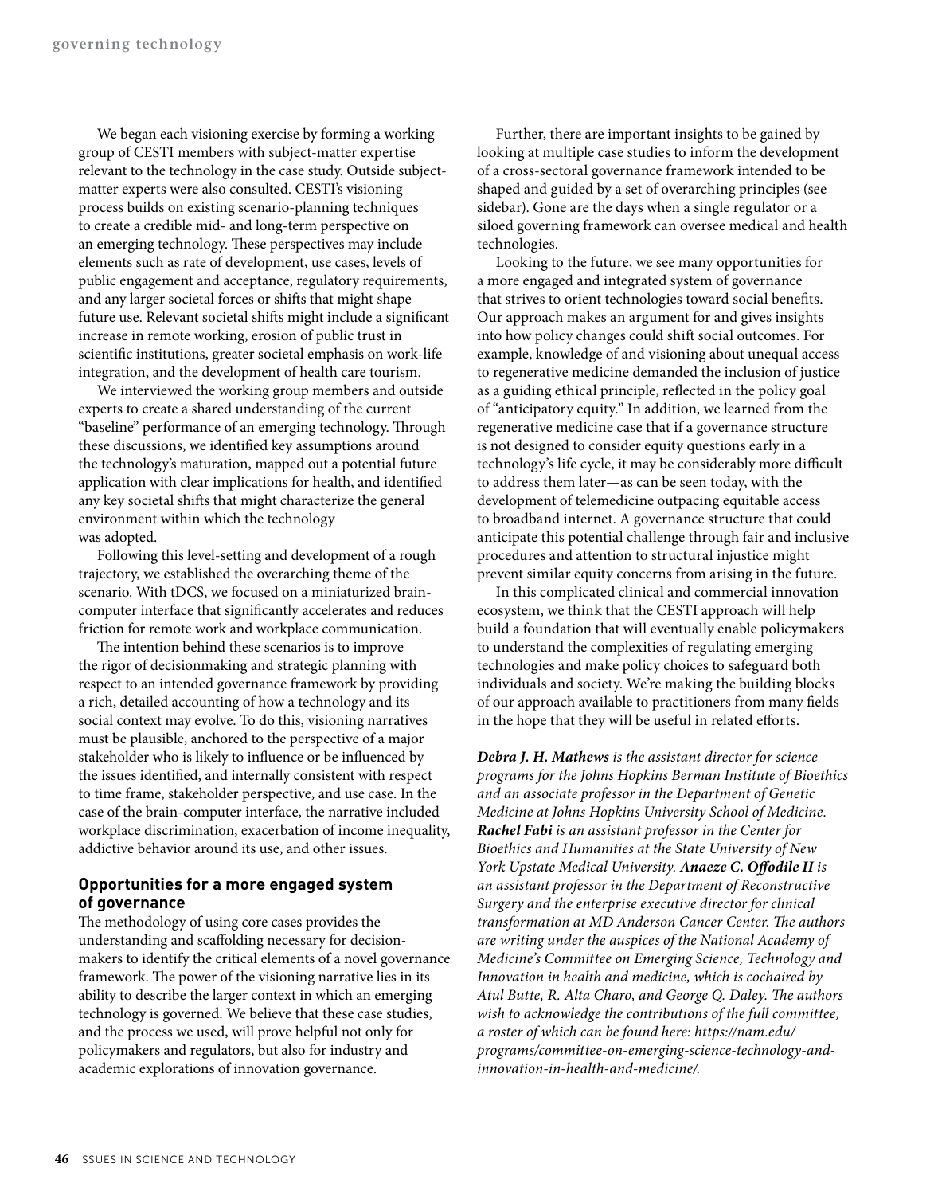We began each visioning exercise by forming a working group of CESTI members with subject-matter expertise relevant to the technology in the case study. Outside subject-matter experts were also consulted. CESTI's visioning process builds on existing scenario-planning techniques to create a credible mid- and long-term perspective on an emerging technology. These perspectives may include elements such as rate of development, use cases, levels of public engagement and acceptance, regulatory requirements, and any larger societal forces or shifts that might shape future use. Relevant societal shifts might include a significant increase in remote working, erosion of public trust in scientific institutions, greater societal emphasis on work-life integration, and the development of health care tourism.

We interviewed the working group members and outside experts to create a shared understanding of the current "baseline" performance of an emerging technology. Through these discussions, we identified key assumptions around the technology's maturation, mapped out a potential future application with clear implications for health, and identified any key societal shifts that might characterize the general environment within which the technology was adopted.

Following this level-setting and development of a rough trajectory, we established the overarching theme of the scenario. With tDCS, we focused on a miniaturized brain-computer interface that significantly accelerates and reduces friction for remote work and workplace communication.

The intention behind these scenarios is to improve the rigor of decisionmaking and strategic planning with respect to an intended governance framework by providing a rich, detailed accounting of how a technology and its social context may evolve. To do this, visioning narratives must be plausible, anchored to the perspective of a major stakeholder who is likely to influence or be influenced by the issues identified, and internally consistent with respect to time frame, stakeholder perspective, and use case. In the case of the brain-computer interface, the narrative included workplace discrimination, exacerbation of income inequality, addictive behavior around its use, and other issues.

## Opportunities for a more engaged system of governance

The methodology of using core cases provides the understanding and scaffolding necessary for decision-makers to identify the critical elements of a novel governance framework. The power of the visioning narrative lies in its ability to describe the larger context in which an emerging technology is governed. We believe that these case studies, and the process we used, will prove helpful not only for policymakers and regulators, but also for industry and academic explorations of innovation governance.

Further, there are important insights to be gained by looking at multiple case studies to inform the development of a cross-sectoral governance framework intended to be shaped and guided by a set of overarching principles (see sidebar). Gone are the days when a single regulator or a siloed governing framework can oversee medical and health technologies.

Looking to the future, we see many opportunities for a more engaged and integrated system of governance that strives to orient technologies toward social benefits. Our approach makes an argument for and gives insights into how policy changes could shift social outcomes. For example, knowledge of and visioning about unequal access to regenerative medicine demanded the inclusion of justice as a guiding ethical principle, reflected in the policy goal of "anticipatory equity." In addition, we learned from the regenerative medicine case that if a governance structure is not designed to consider equity questions early in a technology's life cycle, it may be considerably more difficult to address them later—as can be seen today, with the development of telemedicine outpacing equitable access to broadband internet. A governance structure that could anticipate this potential challenge through fair and inclusive procedures and attention to structural injustice might prevent similar equity concerns from arising in the future.

In this complicated clinical and commercial innovation ecosystem, we think that the CESTI approach will help build a foundation that will eventually enable policymakers to understand the complexities of regulating emerging technologies and make policy choices to safeguard both individuals and society. We're making the building blocks of our approach available to practitioners from many fields in the hope that they will be useful in related efforts.

***Debra J. H. Mathews** is the assistant director for science programs for the Johns Hopkins Berman Institute of Bioethics and an associate professor in the Department of Genetic Medicine at Johns Hopkins University School of Medicine. **Rachel Fabi** is an assistant professor in the Center for Bioethics and Humanities at the State University of New York Upstate Medical University. **Anaeze C. Offodile II** is an assistant professor in the Department of Reconstructive Surgery and the enterprise executive director for clinical transformation at MD Anderson Cancer Center. The authors are writing under the auspices of the National Academy of Medicine's Committee on Emerging Science, Technology and Innovation in health and medicine, which is cochaired by Atul Butte, R. Alta Charo, and George Q. Daley. The authors wish to acknowledge the contributions of the full committee, a roster of which can be found here: https://nam.edu/programs/committee-on-emerging-science-technology-and-innovation-in-health-and-medicine/.*